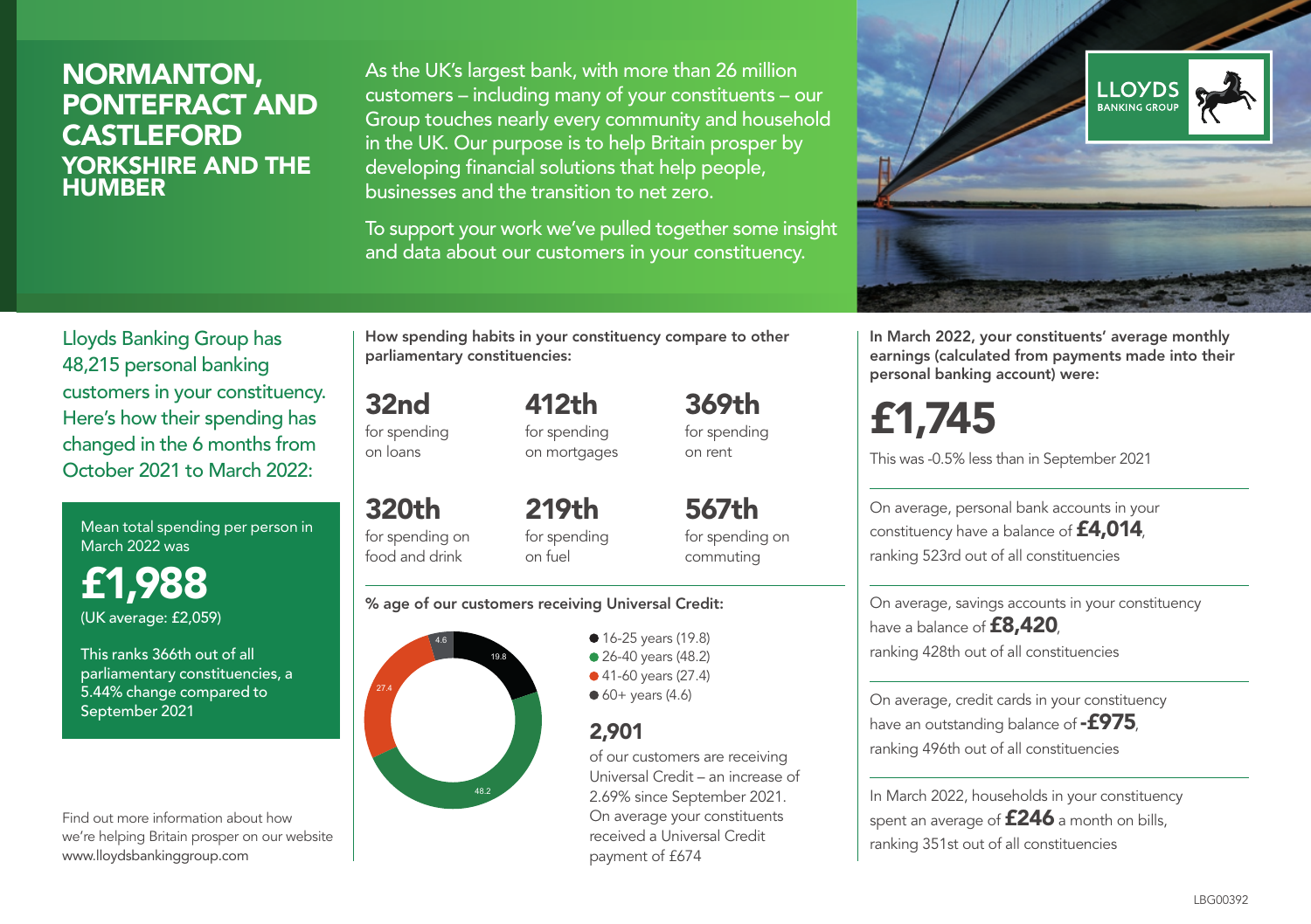# NORMANTON, PONTEFRACT AND CASTLEFORD

## YORKSHIRE AND THE HUMBER

As the UK's largest bank, with more than 26 million customers – including many of your constituents – our Group touches nearly every community and household in the UK. Our purpose is to help Britain prosper by developing financial solutions that help people, businesses and the transition to net zero.

To support your work we've pulled together some insight and data about our customers in your constituency.

LLOYDS BANKING GROUP

Lloyds Banking Group has 48,215 personal banking customers in your constituency. Here's how their spending has changed in the 6 months from October 2021 to March 2022:

Mean total spending per person in March 2022 was

**£1,988**

(UK average: £2,059)

This ranks 366th out of all parliamentary constituencies, a 5.44% change compared to September 2021

Find out more information about how we're helping Britain prosper on our website www.lloydsbankinggroup.com

**How spending habits in your constituency compare to other parliamentary constituencies:**

**32nd** for spending on loans

**412th** for spending on mortgages

**369th** for spending on rent

**320th** for spending on food and drink

**219th** for spending on fuel

**567th** for spending on commuting

**% age of our customers receiving Universal Credit:**

- 16-25 years (19.8)
- 26-40 years (48.2)
- 41-60 years (27.4)
- 60+ years (4.6)

**2,901**

of our customers are receiving Universal Credit – an increase of 2.69% since September 2021. On average your constituents received a Universal Credit payment of £674

**In March 2022, your constituents' average monthly earnings (calculated from payments made into their personal banking account) were:**

**£1,745**

This was -0.5% less than in September 2021

On average, personal bank accounts in your constituency have a balance of **£4,014**, ranking 523rd out of all constituencies

On average, savings accounts in your constituency have a balance of **£8,420**, ranking 428th out of all constituencies

On average, credit cards in your constituency have an outstanding balance of **-£975**, ranking 496th out of all constituencies

In March 2022, households in your constituency spent an average of **£246** a month on bills, ranking 351st out of all constituencies

LBG00392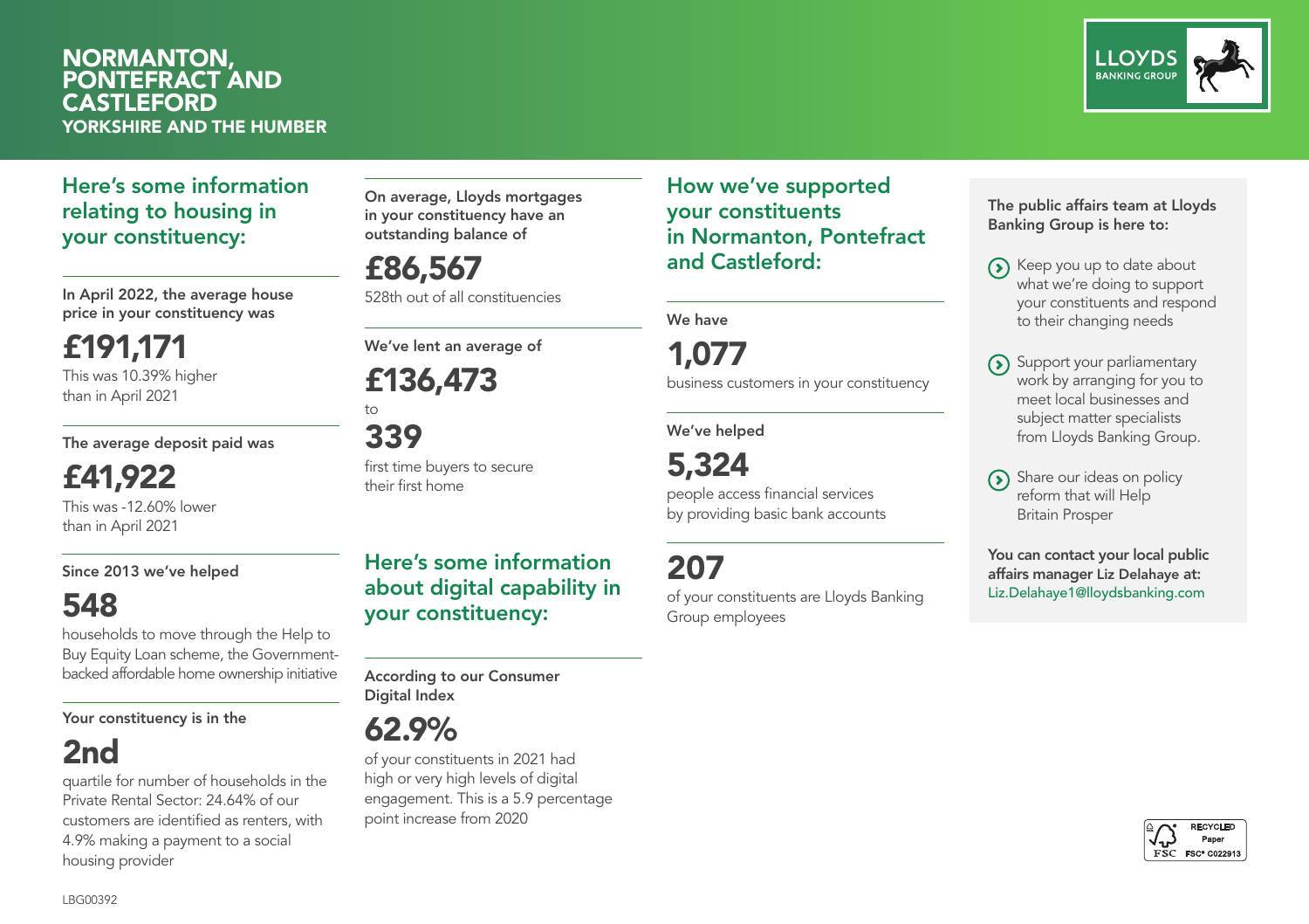# NORMANTON, PONTEFRACT AND CASTLEFORD
## YORKSHIRE AND THE HUMBER

LLOYDS BANKING GROUP

## Here's some information relating to housing in your constituency:

In April 2022, the average house price in your constituency was

**£191,171**

This was 10.39% higher than in April 2021

The average deposit paid was

**£41,922**

This was -12.60% lower than in April 2021

Since 2013 we've helped

**548**

households to move through the Help to Buy Equity Loan scheme, the Government-backed affordable home ownership initiative

Your constituency is in the

**2nd**

quartile for number of households in the Private Rental Sector: 24.64% of our customers are identified as renters, with 4.9% making a payment to a social housing provider

On average, Lloyds mortgages in your constituency have an outstanding balance of

**£86,567**

528th out of all constituencies

We've lent an average of

**£136,473**

to

**339**

first time buyers to secure their first home

## Here's some information about digital capability in your constituency:

According to our Consumer Digital Index

**62.9%**

of your constituents in 2021 had high or very high levels of digital engagement. This is a 5.9 percentage point increase from 2020

## How we've supported your constituents in Normanton, Pontefract and Castleford:

We have

**1,077**

business customers in your constituency

We've helped

**5,324**

people access financial services by providing basic bank accounts

**207**

of your constituents are Lloyds Banking Group employees

The public affairs team at Lloyds Banking Group is here to:

- Keep you up to date about what we're doing to support your constituents and respond to their changing needs
- Support your parliamentary work by arranging for you to meet local businesses and subject matter specialists from Lloyds Banking Group.
- Share our ideas on policy reform that will Help Britain Prosper

You can contact your local public affairs manager Liz Delahaye at:
Liz.Delahaye1@lloydsbanking.com

RECYCLED Paper FSC FSC® C022913

LBG00392